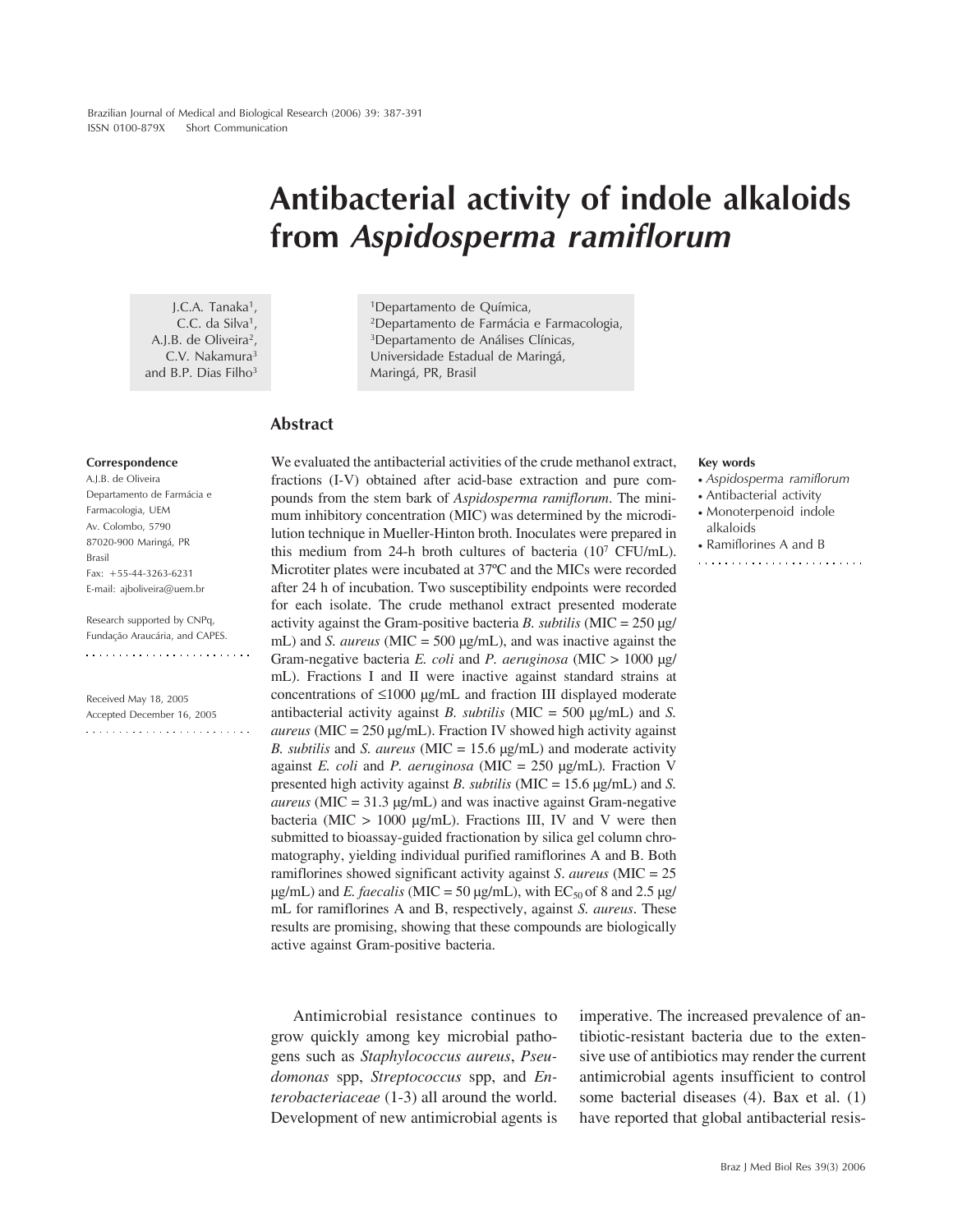Short Communication

# Antibacterial activity of indole alkaloids from *Aspidosperma ramiflorum*

J.C.A. Tanaka[1], C.C. da Silva[1], A.J.B. de Oliveira[2], C.V. Nakamura[3] and B.P. Dias Filho[3]

[1]Departamento de Química, [2]Departamento de Farmácia e Farmacologia, [3]Departamento de Análises Clínicas, Universidade Estadual de Maringá, Maringá, PR, Brasil

**Correspondence**

A.J.B. de Oliveira
Departamento de Farmácia e Farmacologia, UEM
Av. Colombo, 5790
87020-900 Maringá, PR
Brasil
Fax: +55-44-3263-6231
E-mail: ajboliveira@uem.br

Research supported by CNPq, Fundação Araucária, and CAPES.

Received May 18, 2005
Accepted December 16, 2005

## Abstract

We evaluated the antibacterial activities of the crude methanol extract, fractions (I-V) obtained after acid-base extraction and pure compounds from the stem bark of *Aspidosperma ramiflorum*. The minimum inhibitory concentration (MIC) was determined by the microdilution technique in Mueller-Hinton broth. Inoculates were prepared in this medium from 24-h broth cultures of bacteria ($10^7$ CFU/mL). Microtiter plates were incubated at 37ºC and the MICs were recorded after 24 h of incubation. Two susceptibility endpoints were recorded for each isolate. The crude methanol extract presented moderate activity against the Gram-positive bacteria *B. subtilis* (MIC = 250 µg/mL) and *S. aureus* (MIC = 500 µg/mL), and was inactive against the Gram-negative bacteria *E. coli* and *P. aeruginosa* (MIC > 1000 µg/mL). Fractions I and II were inactive against standard strains at concentrations of ≤1000 µg/mL and fraction III displayed moderate antibacterial activity against *B. subtilis* (MIC = 500 µg/mL) and *S. aureus* (MIC = 250 µg/mL). Fraction IV showed high activity against *B. subtilis* and *S. aureus* (MIC = 15.6 µg/mL) and moderate activity against *E. coli* and *P. aeruginosa* (MIC = 250 µg/mL). Fraction V presented high activity against *B. subtilis* (MIC = 15.6 µg/mL) and *S. aureus* (MIC = 31.3 µg/mL) and was inactive against Gram-negative bacteria (MIC > 1000 µg/mL). Fractions III, IV and V were then submitted to bioassay-guided fractionation by silica gel column chromatography, yielding individual purified ramiflorines A and B. Both ramiflorines showed significant activity against *S. aureus* (MIC = 25 µg/mL) and *E. faecalis* (MIC = 50 µg/mL), with $EC_{50}$ of 8 and 2.5 µg/mL for ramiflorines A and B, respectively, against *S. aureus*. These results are promising, showing that these compounds are biologically active against Gram-positive bacteria.

**Key words**

- *Aspidosperma ramiflorum*
- Antibacterial activity
- Monoterpenoid indole alkaloids
- Ramiflorines A and B

Antimicrobial resistance continues to grow quickly among key microbial pathogens such as *Staphylococcus aureus*, *Pseudomonas* spp, *Streptococcus* spp, and *Enterobacteriaceae* (1-3) all around the world. Development of new antimicrobial agents is imperative. The increased prevalence of antibiotic-resistant bacteria due to the extensive use of antibiotics may render the current antimicrobial agents insufficient to control some bacterial diseases (4). Bax et al. (1) have reported that global antibacterial resis-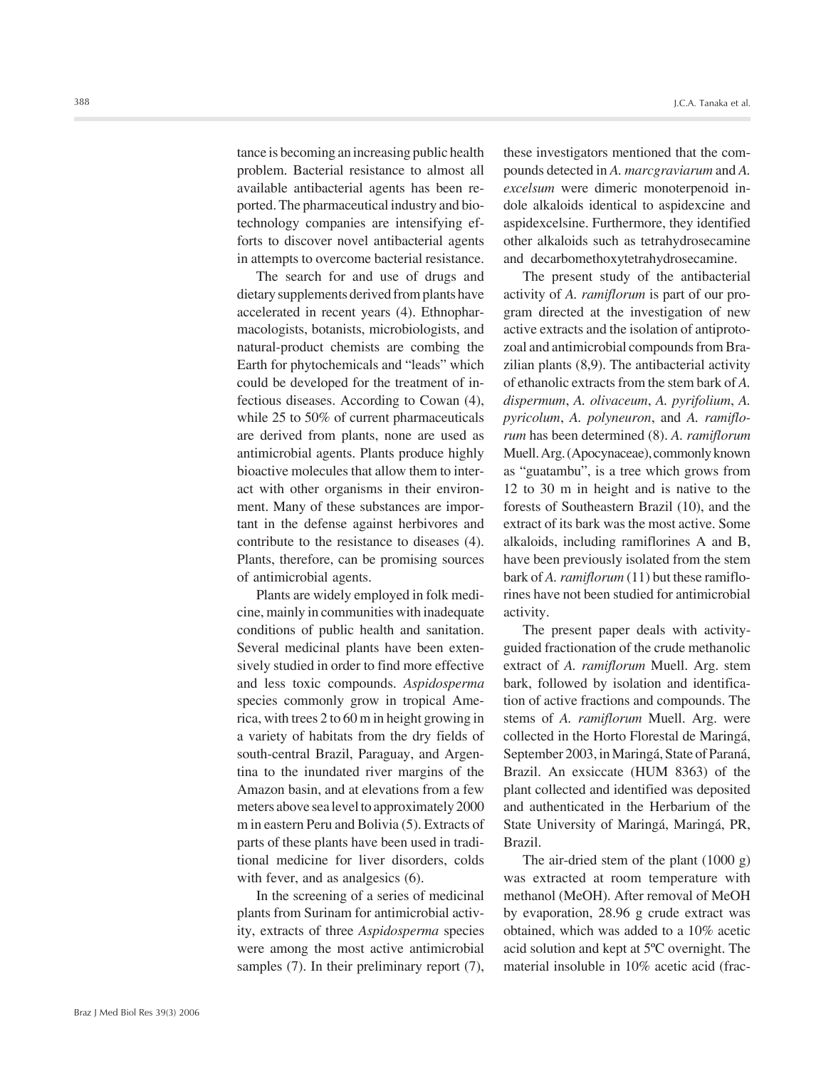tance is becoming an increasing public health problem. Bacterial resistance to almost all available antibacterial agents has been reported. The pharmaceutical industry and biotechnology companies are intensifying efforts to discover novel antibacterial agents in attempts to overcome bacterial resistance.

The search for and use of drugs and dietary supplements derived from plants have accelerated in recent years (4). Ethnopharmacologists, botanists, microbiologists, and natural-product chemists are combing the Earth for phytochemicals and "leads" which could be developed for the treatment of infectious diseases. According to Cowan (4), while 25 to 50% of current pharmaceuticals are derived from plants, none are used as antimicrobial agents. Plants produce highly bioactive molecules that allow them to interact with other organisms in their environment. Many of these substances are important in the defense against herbivores and contribute to the resistance to diseases (4). Plants, therefore, can be promising sources of antimicrobial agents.

Plants are widely employed in folk medicine, mainly in communities with inadequate conditions of public health and sanitation. Several medicinal plants have been extensively studied in order to find more effective and less toxic compounds. *Aspidosperma* species commonly grow in tropical America, with trees 2 to 60 m in height growing in a variety of habitats from the dry fields of south-central Brazil, Paraguay, and Argentina to the inundated river margins of the Amazon basin, and at elevations from a few meters above sea level to approximately 2000 m in eastern Peru and Bolivia (5). Extracts of parts of these plants have been used in traditional medicine for liver disorders, colds with fever, and as analgesics (6).

In the screening of a series of medicinal plants from Surinam for antimicrobial activity, extracts of three *Aspidosperma* species were among the most active antimicrobial samples (7). In their preliminary report (7), these investigators mentioned that the compounds detected in *A. marcgraviarum* and *A. excelsum* were dimeric monoterpenoid indole alkaloids identical to aspidexcine and aspidexcelsine. Furthermore, they identified other alkaloids such as tetrahydrosecamine and decarbomethoxytetrahydrosecamine.

The present study of the antibacterial activity of *A. ramiflorum* is part of our program directed at the investigation of new active extracts and the isolation of antiprotozoal and antimicrobial compounds from Brazilian plants (8,9). The antibacterial activity of ethanolic extracts from the stem bark of *A. dispermum*, *A. olivaceum*, *A. pyrifolium*, *A. pyricolum*, *A. polyneuron*, and *A. ramiflorum* has been determined (8). *A. ramiflorum* Muell. Arg. (Apocynaceae), commonly known as "guatambu", is a tree which grows from 12 to 30 m in height and is native to the forests of Southeastern Brazil (10), and the extract of its bark was the most active. Some alkaloids, including ramiflorines A and B, have been previously isolated from the stem bark of *A. ramiflorum* (11) but these ramiflorines have not been studied for antimicrobial activity.

The present paper deals with activity-guided fractionation of the crude methanolic extract of *A. ramiflorum* Muell. Arg. stem bark, followed by isolation and identification of active fractions and compounds. The stems of *A. ramiflorum* Muell. Arg. were collected in the Horto Florestal de Maringá, September 2003, in Maringá, State of Paraná, Brazil. An exsiccate (HUM 8363) of the plant collected and identified was deposited and authenticated in the Herbarium of the State University of Maringá, Maringá, PR, Brazil.

The air-dried stem of the plant (1000 g) was extracted at room temperature with methanol (MeOH). After removal of MeOH by evaporation, 28.96 g crude extract was obtained, which was added to a 10% acetic acid solution and kept at 5ºC overnight. The material insoluble in 10% acetic acid (frac-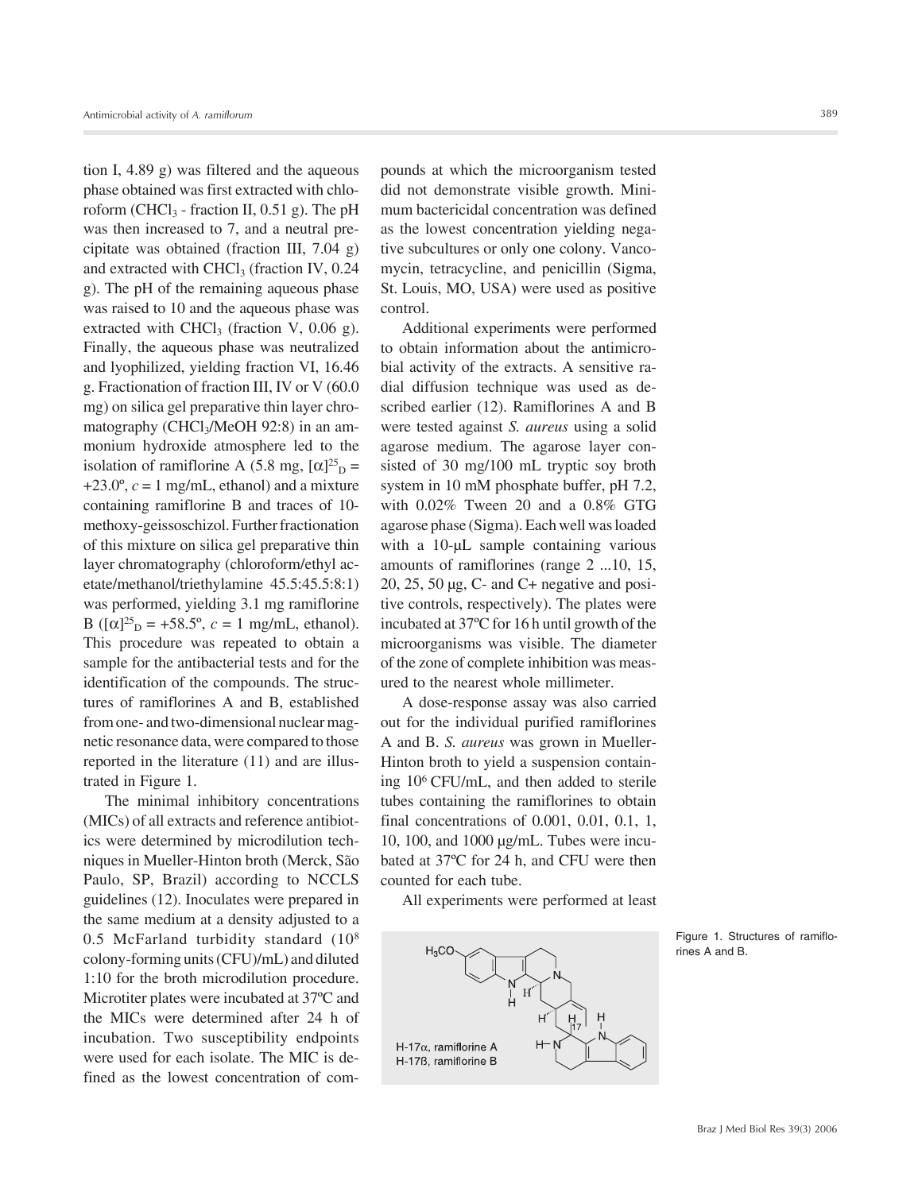tion I, 4.89 g) was filtered and the aqueous phase obtained was first extracted with chloroform ($CHCl_3$ - fraction II, 0.51 g). The pH was then increased to 7, and a neutral precipitate was obtained (fraction III, 7.04 g) and extracted with $CHCl_3$ (fraction IV, 0.24 g). The pH of the remaining aqueous phase was raised to 10 and the aqueous phase was extracted with $CHCl_3$ (fraction V, 0.06 g). Finally, the aqueous phase was neutralized and lyophilized, yielding fraction VI, 16.46 g. Fractionation of fraction III, IV or V (60.0 mg) on silica gel preparative thin layer chromatography ($CHCl_3$/MeOH 92:8) in an ammonium hydroxide atmosphere led to the isolation of ramiflorine A (5.8 mg, $[\alpha]^{25}_D$ = +23.0º, *c* = 1 mg/mL, ethanol) and a mixture containing ramiflorine B and traces of 10-methoxy-geissoschizol. Further fractionation of this mixture on silica gel preparative thin layer chromatography (chloroform/ethyl acetate/methanol/triethylamine 45.5:45.5:8:1) was performed, yielding 3.1 mg ramiflorine B ($[\alpha]^{25}_D$ = +58.5º, *c* = 1 mg/mL, ethanol). This procedure was repeated to obtain a sample for the antibacterial tests and for the identification of the compounds. The structures of ramiflorines A and B, established from one- and two-dimensional nuclear magnetic resonance data, were compared to those reported in the literature (11) and are illustrated in Figure 1.

The minimal inhibitory concentrations (MICs) of all extracts and reference antibiotics were determined by microdilution techniques in Mueller-Hinton broth (Merck, São Paulo, SP, Brazil) according to NCCLS guidelines (12). Inoculates were prepared in the same medium at a density adjusted to a 0.5 McFarland turbidity standard ($10^8$ colony-forming units (CFU)/mL) and diluted 1:10 for the broth microdilution procedure. Microtiter plates were incubated at 37ºC and the MICs were determined after 24 h of incubation. Two susceptibility endpoints were used for each isolate. The MIC is defined as the lowest concentration of compounds at which the microorganism tested did not demonstrate visible growth. Minimum bactericidal concentration was defined as the lowest concentration yielding negative subcultures or only one colony. Vancomycin, tetracycline, and penicillin (Sigma, St. Louis, MO, USA) were used as positive control.

Additional experiments were performed to obtain information about the antimicrobial activity of the extracts. A sensitive radial diffusion technique was used as described earlier (12). Ramiflorines A and B were tested against *S. aureus* using a solid agarose medium. The agarose layer consisted of 30 mg/100 mL tryptic soy broth system in 10 mM phosphate buffer, pH 7.2, with 0.02% Tween 20 and a 0.8% GTG agarose phase (Sigma). Each well was loaded with a 10-µL sample containing various amounts of ramiflorines (range 2 ...10, 15, 20, 25, 50 µg, C- and C+ negative and positive controls, respectively). The plates were incubated at 37ºC for 16 h until growth of the microorganisms was visible. The diameter of the zone of complete inhibition was measured to the nearest whole millimeter.

A dose-response assay was also carried out for the individual purified ramiflorines A and B. *S. aureus* was grown in Mueller-Hinton broth to yield a suspension containing $10^6$ CFU/mL, and then added to sterile tubes containing the ramiflorines to obtain final concentrations of 0.001, 0.01, 0.1, 1, 10, 100, and 1000 µg/mL. Tubes were incubated at 37ºC for 24 h, and CFU were then counted for each tube.

All experiments were performed at least

H-17α, ramiflorine A
H-17β, ramiflorine B

Figure 1. Structures of ramiflorines A and B.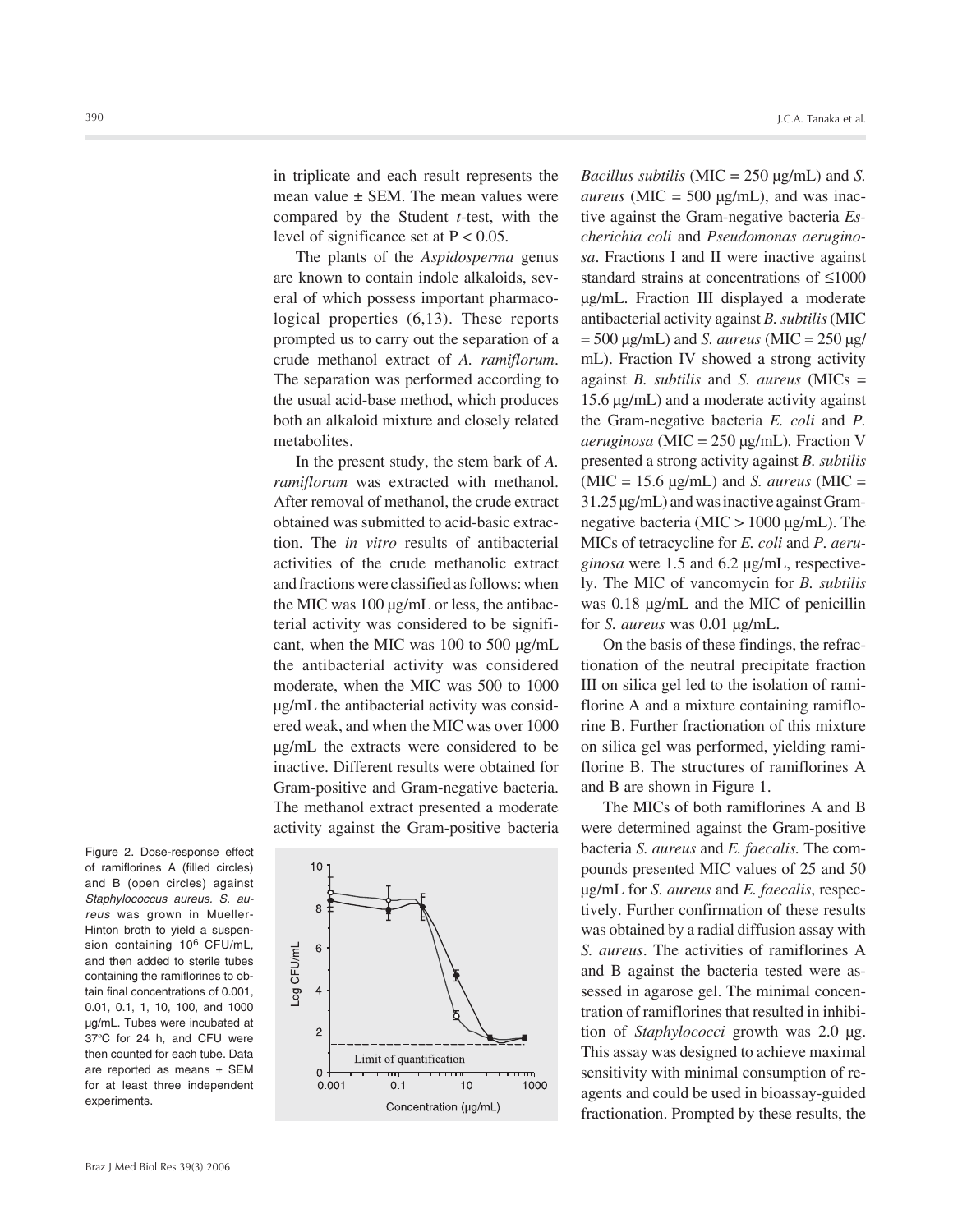in triplicate and each result represents the mean value ± SEM. The mean values were compared by the Student *t*-test, with the level of significance set at $P < 0.05$.

The plants of the *Aspidosperma* genus are known to contain indole alkaloids, several of which possess important pharmacological properties (6,13). These reports prompted us to carry out the separation of a crude methanol extract of *A. ramiflorum*. The separation was performed according to the usual acid-base method, which produces both an alkaloid mixture and closely related metabolites.

In the present study, the stem bark of *A. ramiflorum* was extracted with methanol. After removal of methanol, the crude extract obtained was submitted to acid-basic extraction. The *in vitro* results of antibacterial activities of the crude methanolic extract and fractions were classified as follows: when the MIC was 100 µg/mL or less, the antibacterial activity was considered to be significant, when the MIC was 100 to 500 µg/mL the antibacterial activity was considered moderate, when the MIC was 500 to 1000 µg/mL the antibacterial activity was considered weak, and when the MIC was over 1000 µg/mL the extracts were considered to be inactive. Different results were obtained for Gram-positive and Gram-negative bacteria. The methanol extract presented a moderate activity against the Gram-positive bacteria *Bacillus subtilis* (MIC = 250 µg/mL) and *S. aureus* (MIC = 500 µg/mL), and was inactive against the Gram-negative bacteria *Escherichia coli* and *Pseudomonas aeruginosa*. Fractions I and II were inactive against standard strains at concentrations of ≤1000 µg/mL. Fraction III displayed a moderate antibacterial activity against *B. subtilis* (MIC = 500 µg/mL) and *S. aureus* (MIC = 250 µg/mL). Fraction IV showed a strong activity against *B. subtilis* and *S. aureus* (MICs = 15.6 µg/mL) and a moderate activity against the Gram-negative bacteria *E. coli* and *P. aeruginosa* (MIC = 250 µg/mL). Fraction V presented a strong activity against *B. subtilis* (MIC = 15.6 µg/mL) and *S. aureus* (MIC = 31.25 µg/mL) and was inactive against Gram-negative bacteria (MIC > 1000 µg/mL). The MICs of tetracycline for *E. coli* and *P. aeruginosa* were 1.5 and 6.2 µg/mL, respectively. The MIC of vancomycin for *B. subtilis* was 0.18 µg/mL and the MIC of penicillin for *S. aureus* was 0.01 µg/mL.

On the basis of these findings, the refractionation of the neutral precipitate fraction III on silica gel led to the isolation of ramiflorine A and a mixture containing ramiflorine B. Further fractionation of this mixture on silica gel was performed, yielding ramiflorine B. The structures of ramiflorines A and B are shown in Figure 1.

The MICs of both ramiflorines A and B were determined against the Gram-positive bacteria *S. aureus* and *E. faecalis.* The compounds presented MIC values of 25 and 50 µg/mL for *S. aureus* and *E. faecalis*, respectively. Further confirmation of these results was obtained by a radial diffusion assay with *S. aureus*. The activities of ramiflorines A and B against the bacteria tested were assessed in agarose gel. The minimal concentration of ramiflorines that resulted in inhibition of *Staphylococci* growth was 2.0 µg. This assay was designed to achieve maximal sensitivity with minimal consumption of reagents and could be used in bioassay-guided fractionation. Prompted by these results, the

Figure 2. Dose-response effect of ramiflorines A (filled circles) and B (open circles) against *Staphylococcus aureus*. *S. aureus* was grown in Mueller-Hinton broth to yield a suspension containing $10^6$ CFU/mL, and then added to sterile tubes containing the ramiflorines to obtain final concentrations of 0.001, 0.01, 0.1, 1, 10, 100, and 1000 µg/mL. Tubes were incubated at 37°C for 24 h, and CFU were then counted for each tube. Data are reported as means ± SEM for at least three independent experiments.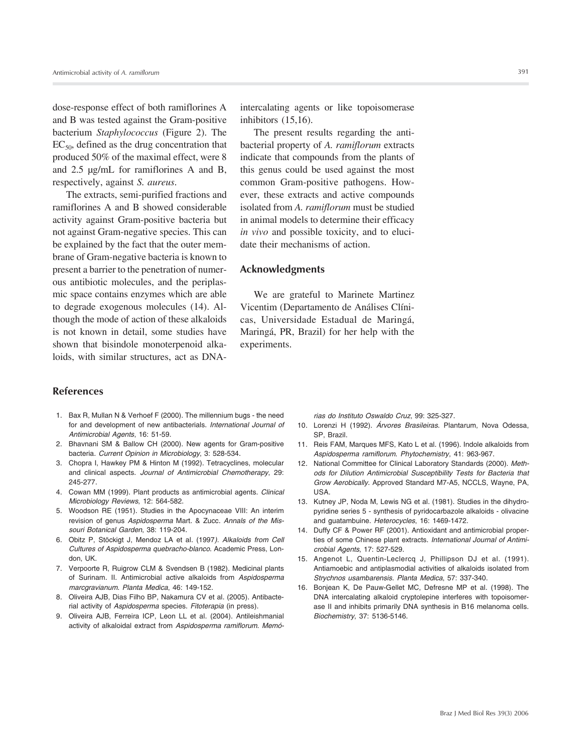dose-response effect of both ramiflorines A and B was tested against the Gram-positive bacterium *Staphylococcus* (Figure 2). The $EC_{50}$, defined as the drug concentration that produced 50% of the maximal effect, were 8 and 2.5 µg/mL for ramiflorines A and B, respectively, against *S. aureus*.

The extracts, semi-purified fractions and ramiflorines A and B showed considerable activity against Gram-positive bacteria but not against Gram-negative species. This can be explained by the fact that the outer membrane of Gram-negative bacteria is known to present a barrier to the penetration of numerous antibiotic molecules, and the periplasmic space contains enzymes which are able to degrade exogenous molecules (14). Although the mode of action of these alkaloids is not known in detail, some studies have shown that bisindole monoterpenoid alkaloids, with similar structures, act as DNA-intercalating agents or like topoisomerase inhibitors (15,16).

The present results regarding the antibacterial property of *A. ramiflorum* extracts indicate that compounds from the plants of this genus could be used against the most common Gram-positive pathogens. However, these extracts and active compounds isolated from *A. ramiflorum* must be studied in animal models to determine their efficacy *in vivo* and possible toxicity, and to elucidate their mechanisms of action.

## Acknowledgments

We are grateful to Marinete Martinez Vicentim (Departamento de Análises Clínicas, Universidade Estadual de Maringá, Maringá, PR, Brazil) for her help with the experiments.

## References

1. Bax R, Mullan N & Verhoef F (2000). The millennium bugs - the need for and development of new antibacterials. *International Journal of Antimicrobial Agents*, 16: 51-59.
2. Bhavnani SM & Ballow CH (2000). New agents for Gram-positive bacteria. *Current Opinion in Microbiology*, 3: 528-534.
3. Chopra I, Hawkey PM & Hinton M (1992). Tetracyclines, molecular and clinical aspects. *Journal of Antimicrobial Chemotherapy*, 29: 245-277.
4. Cowan MM (1999). Plant products as antimicrobial agents. *Clinical Microbiology Reviews*, 12: 564-582.
5. Woodson RE (1951). Studies in the Apocynaceae VIII: An interim revision of genus *Aspidosperma* Mart. & Zucc. *Annals of the Missouri Botanical Garden*, 38: 119-204.
6. Obitz P, Stöckigt J, Mendoz LA et al. (1997). *Alkaloids from Cell Cultures of Aspidosperma quebracho-blanco*. Academic Press, London, UK.
7. Verpoorte R, Ruigrow CLM & Svendsen B (1982). Medicinal plants of Surinam. II. Antimicrobial active alkaloids from *Aspidosperma marcgravianum*. *Planta Medica*, 46: 149-152.
8. Oliveira AJB, Dias Filho BP, Nakamura CV et al. (2005). Antibacterial activity of *Aspidosperma* species. *Fitoterapia* (in press).
9. Oliveira AJB, Ferreira ICP, Leon LL et al. (2004). Antileishmanial activity of alkaloidal extract from *Aspidosperma ramiflorum*. *Memórias do Instituto Oswaldo Cruz*, 99: 325-327.
10. Lorenzi H (1992). *Árvores Brasileiras*. Plantarum, Nova Odessa, SP, Brazil.
11. Reis FAM, Marques MFS, Kato L et al. (1996). Indole alkaloids from *Aspidosperma ramiflorum*. *Phytochemistry*, 41: 963-967.
12. National Committee for Clinical Laboratory Standards (2000). *Methods for Dilution Antimicrobial Susceptibility Tests for Bacteria that Grow Aerobically*. Approved Standard M7-A5, NCCLS, Wayne, PA, USA.
13. Kutney JP, Noda M, Lewis NG et al. (1981). Studies in the dihydropyridine series 5 - synthesis of pyridocarbazole alkaloids - olivacine and guatambuine. *Heterocycles*, 16: 1469-1472.
14. Duffy CF & Power RF (2001). Antioxidant and antimicrobial properties of some Chinese plant extracts. *International Journal of Antimicrobial Agents*, 17: 527-529.
15. Angenot L, Quentin-Leclercq J, Phillipson DJ et al. (1991). Antiamoebic and antiplasmodial activities of alkaloids isolated from *Strychnos usambarensis*. *Planta Medica*, 57: 337-340.
16. Bonjean K, De Pauw-Gellet MC, Defresne MP et al. (1998). The DNA intercalating alkaloid cryptolepine interferes with topoisomerase II and inhibits primarily DNA synthesis in B16 melanoma cells. *Biochemistry*, 37: 5136-5146.